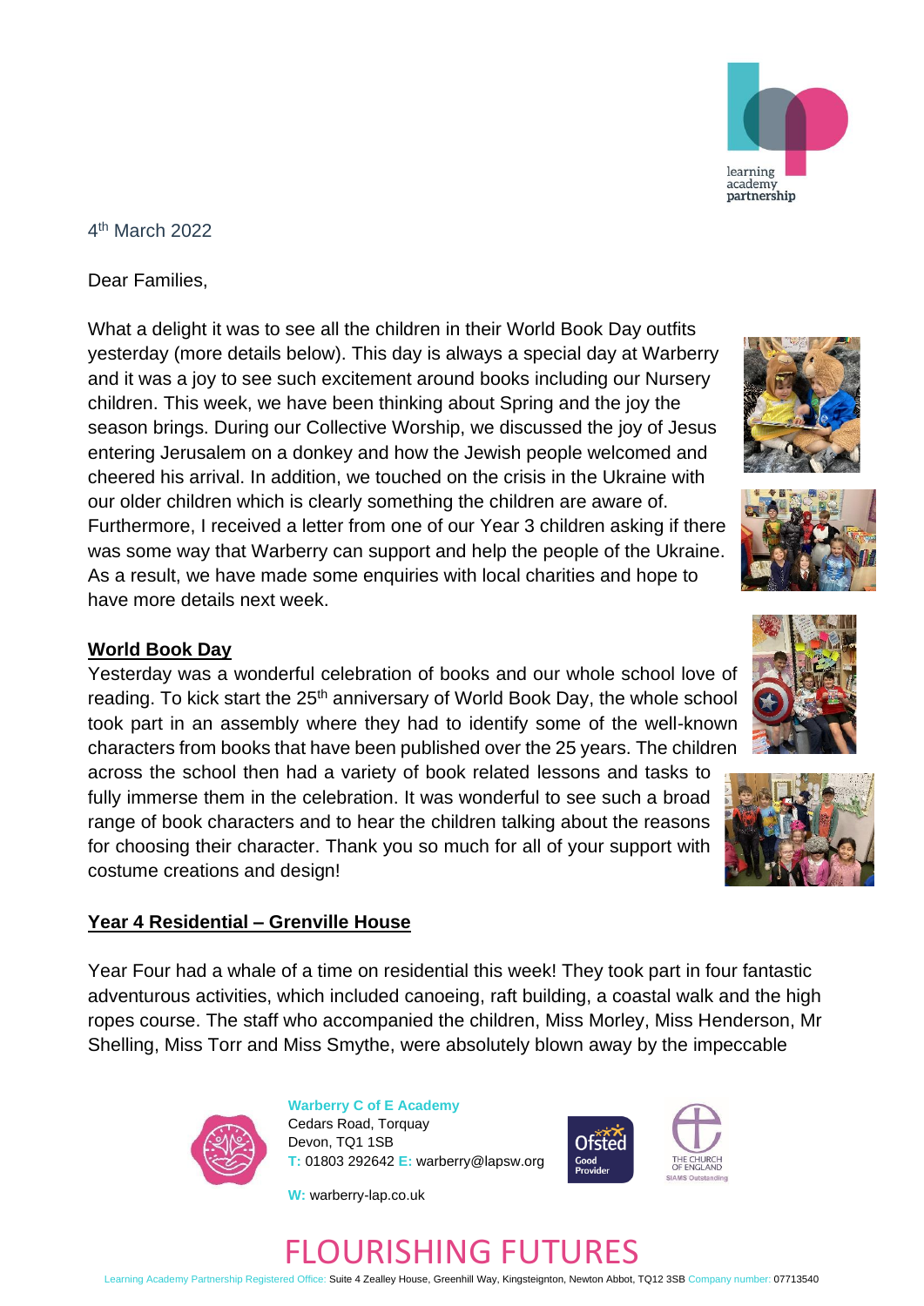4th March 2022

Dear Families,

What a delight it was to see all the children in their World Book Day outfits yesterday (more details below). This day is always a special day at Warberry and it was a joy to see such excitement around books including our Nursery children. This week, we have been thinking about Spring and the joy the season brings. During our Collective Worship, we discussed the joy of Jesus entering Jerusalem on a donkey and how the Jewish people welcomed and cheered his arrival. In addition, we touched on the crisis in the Ukraine with our older children which is clearly something the children are aware of. Furthermore, I received a letter from one of our Year 3 children asking if there was some way that Warberry can support and help the people of the Ukraine. As a result, we have made some enquiries with local charities and hope to have more details next week.

## World Book Day

Yesterday was a wonderful celebration of books and our whole school love of reading. To kick start the 25th anniversary of World Book Day, the whole school took part in an assembly where they had to identify some of the well-known characters from books that have been published over the 25 years. The children across the school then had a variety of book related lessons and tasks to fully immerse them in the celebration. It was wonderful to see such a broad range of book characters and to hear the children talking about the reasons for choosing their character. Thank you so much for all of your support with costume creations and design!

## Year 4 Residential – Grenville House

Year Four had a whale of a time on residential this week! They took part in four fantastic adventurous activities, which included canoeing, raft building, a coastal walk and the high ropes course. The staff who accompanied the children, Miss Morley, Miss Henderson, Mr Shelling, Miss Torr and Miss Smythe, were absolutely blown away by the impeccable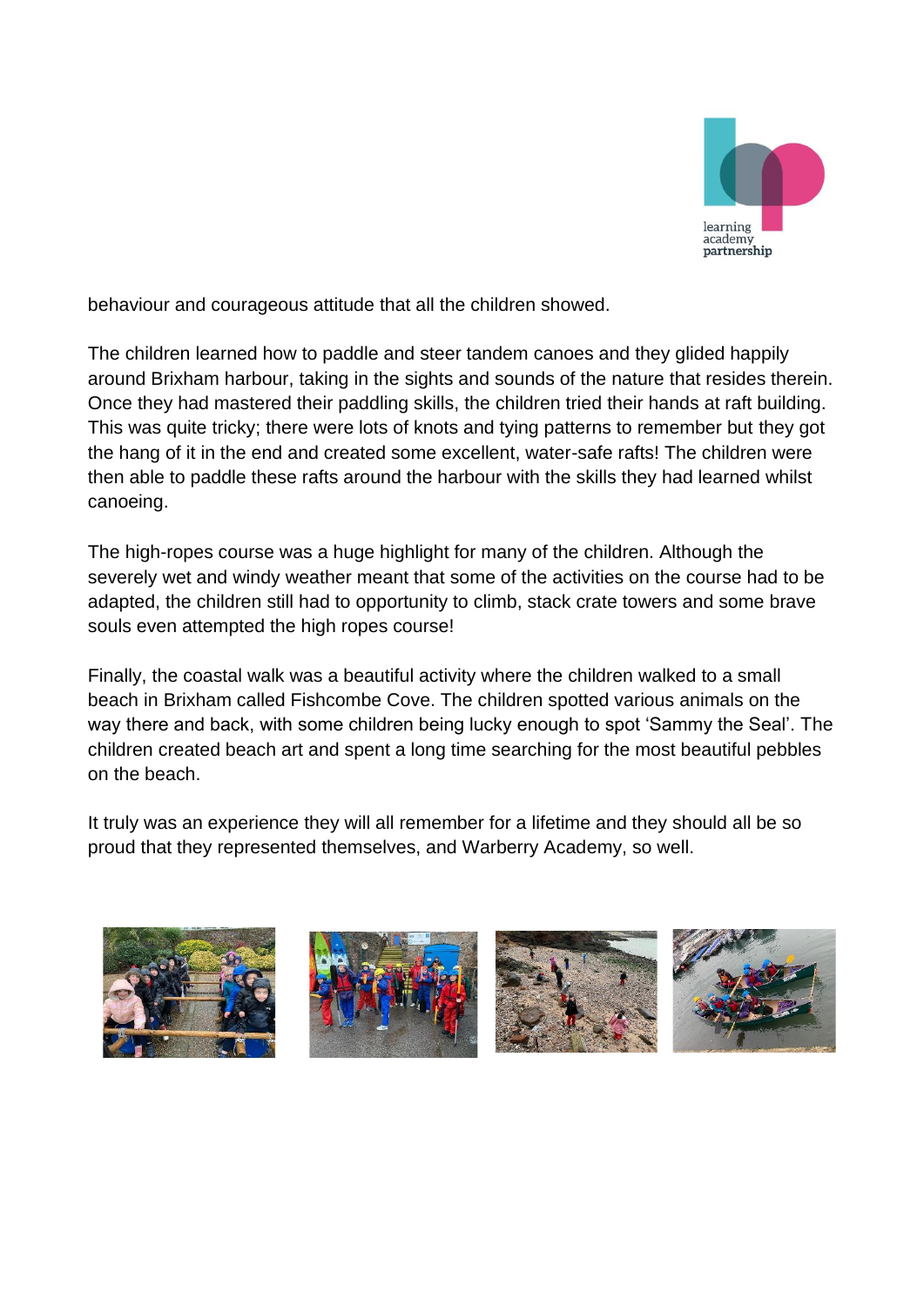behaviour and courageous attitude that all the children showed.

The children learned how to paddle and steer tandem canoes and they glided happily around Brixham harbour, taking in the sights and sounds of the nature that resides therein. Once they had mastered their paddling skills, the children tried their hands at raft building. This was quite tricky; there were lots of knots and tying patterns to remember but they got the hang of it in the end and created some excellent, water-safe rafts! The children were then able to paddle these rafts around the harbour with the skills they had learned whilst canoeing.

The high-ropes course was a huge highlight for many of the children. Although the severely wet and windy weather meant that some of the activities on the course had to be adapted, the children still had to opportunity to climb, stack crate towers and some brave souls even attempted the high ropes course!

Finally, the coastal walk was a beautiful activity where the children walked to a small beach in Brixham called Fishcombe Cove. The children spotted various animals on the way there and back, with some children being lucky enough to spot 'Sammy the Seal'. The children created beach art and spent a long time searching for the most beautiful pebbles on the beach.

It truly was an experience they will all remember for a lifetime and they should all be so proud that they represented themselves, and Warberry Academy, so well.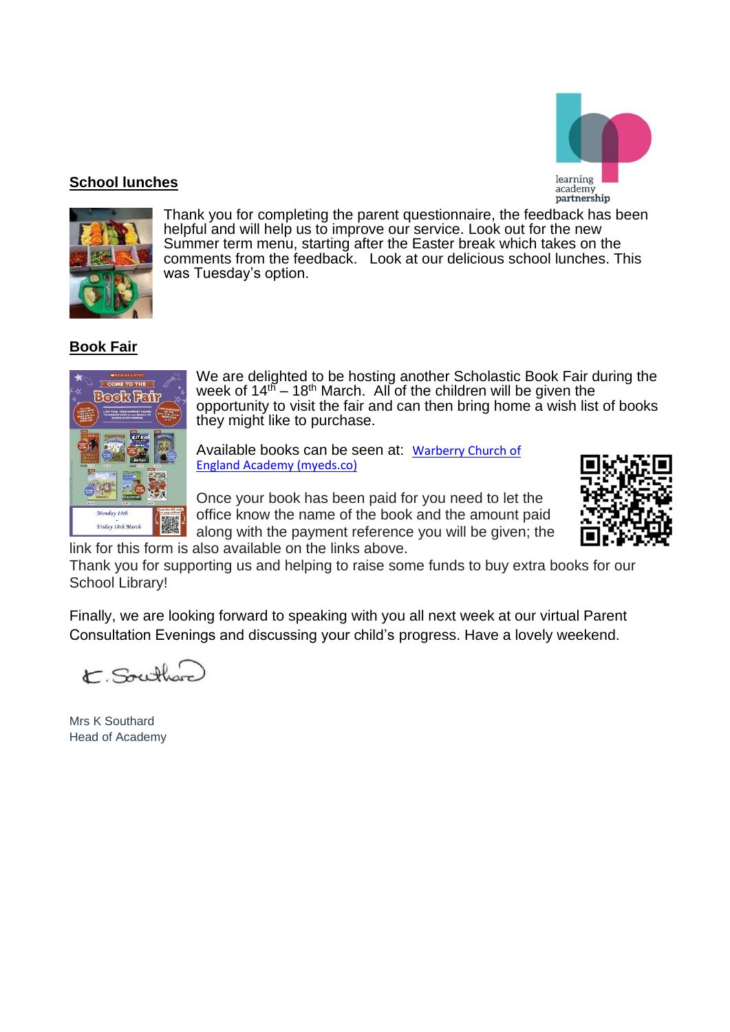## School lunches

Thank you for completing the parent questionnaire, the feedback has been helpful and will help us to improve our service. Look out for the new Summer term menu, starting after the Easter break which takes on the comments from the feedback. Look at our delicious school lunches. This was Tuesday's option.

## Book Fair

We are delighted to be hosting another Scholastic Book Fair during the week of 14th – 18th March. All of the children will be given the opportunity to visit the fair and can then bring home a wish list of books they might like to purchase.

Available books can be seen at: [Warberry Church of England Academy (myeds.co)]

Once your book has been paid for you need to let the office know the name of the book and the amount paid along with the payment reference you will be given; the link for this form is also available on the links above.

Thank you for supporting us and helping to raise some funds to buy extra books for our School Library!

Finally, we are looking forward to speaking with you all next week at our virtual Parent Consultation Evenings and discussing your child's progress. Have a lovely weekend.

K. Southard

Mrs K Southard
Head of Academy